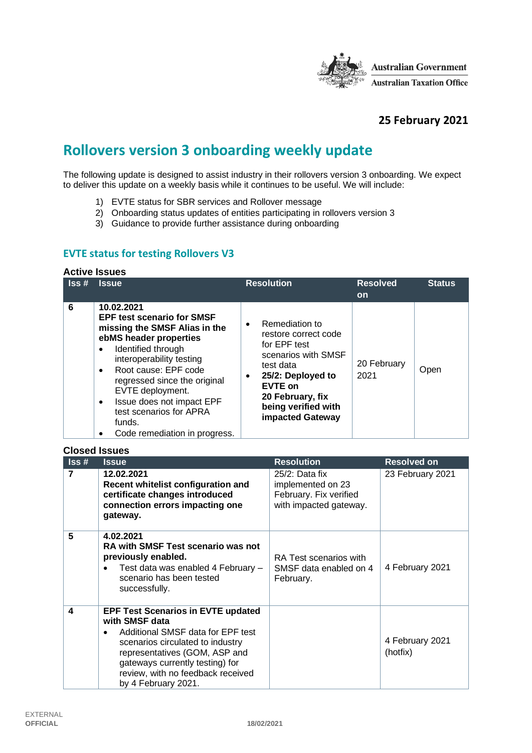Australian Government
Australian Taxation Office

**25 February 2021**

# Rollovers version 3 onboarding weekly update

The following update is designed to assist industry in their rollovers version 3 onboarding. We expect to deliver this update on a weekly basis while it continues to be useful. We will include:

1) EVTE status for SBR services and Rollover message
2) Onboarding status updates of entities participating in rollovers version 3
3) Guidance to provide further assistance during onboarding

## EVTE status for testing Rollovers V3

### Active Issues

| Iss # | Issue | Resolution | Resolved on | Status |
|---|---|---|---|---|
| 6 | 10.02.2021<br>**EPF test scenario for SMSF missing the SMSF Alias in the ebMS header properties**<br>• Identified through interoperability testing<br>• Root cause: EPF code regressed since the original EVTE deployment.<br>• Issue does not impact EPF test scenarios for APRA funds.<br>• Code remediation in progress. | • Remediation to restore correct code for EPF test scenarios with SMSF test data<br>• **25/2: Deployed to EVTE on 20 February, fix being verified with impacted Gateway** | 20 February 2021 | Open |

### Closed Issues

| Iss # | Issue | Resolution | Resolved on |
|---|---|---|---|
| 7 | 12.02.2021<br>**Recent whitelist configuration and certificate changes introduced connection errors impacting one gateway.** | 25/2: Data fix implemented on 23 February. Fix verified with impacted gateway. | 23 February 2021 |
| 5 | 4.02.2021<br>**RA with SMSF Test scenario was not previously enabled.**<br>• Test data was enabled 4 February – scenario has been tested successfully. | RA Test scenarios with SMSF data enabled on 4 February. | 4 February 2021 |
| 4 | **EPF Test Scenarios in EVTE updated with SMSF data**<br>• Additional SMSF data for EPF test scenarios circulated to industry representatives (GOM, ASP and gateways currently testing) for review, with no feedback received by 4 February 2021. | | 4 February 2021 (hotfix) |

EXTERNAL
OFFICIAL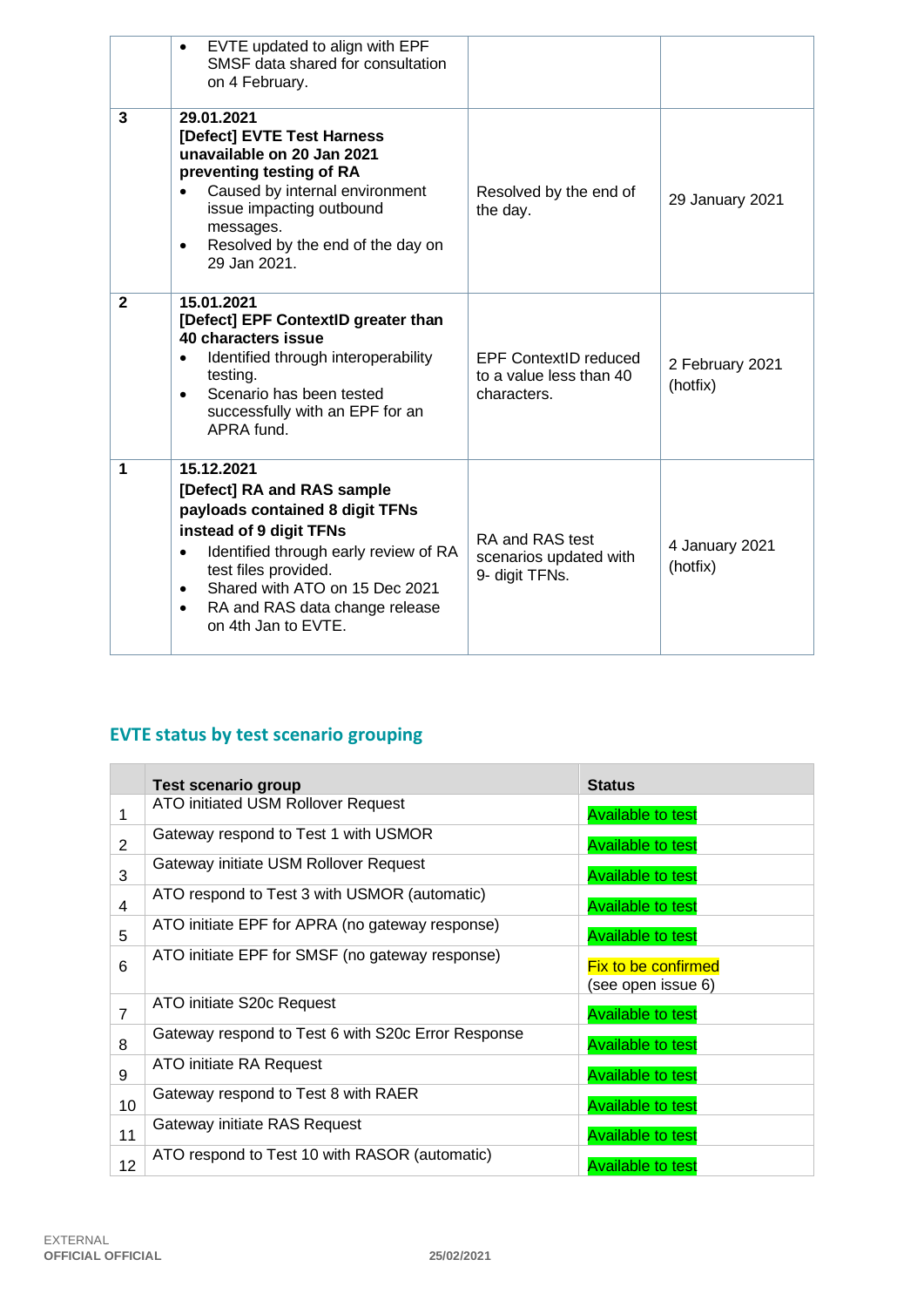| | | | |
|---|---|---|---|
| | • EVTE updated to align with EPF SMSF data shared for consultation on 4 February. | | |
| **3** | **29.01.2021**<br>**[Defect] EVTE Test Harness unavailable on 20 Jan 2021 preventing testing of RA**<br>• Caused by internal environment issue impacting outbound messages.<br>• Resolved by the end of the day on 29 Jan 2021. | Resolved by the end of the day. | 29 January 2021 |
| **2** | **15.01.2021**<br>**[Defect] EPF ContextID greater than 40 characters issue**<br>• Identified through interoperability testing.<br>• Scenario has been tested successfully with an EPF for an APRA fund. | EPF ContextID reduced to a value less than 40 characters. | 2 February 2021 (hotfix) |
| **1** | **15.12.2021**<br>**[Defect] RA and RAS sample payloads contained 8 digit TFNs instead of 9 digit TFNs**<br>• Identified through early review of RA test files provided.<br>• Shared with ATO on 15 Dec 2021<br>• RA and RAS data change release on 4th Jan to EVTE. | RA and RAS test scenarios updated with 9- digit TFNs. | 4 January 2021 (hotfix) |

## EVTE status by test scenario grouping

| | Test scenario group | Status |
|---|---|---|
| 1 | ATO initiated USM Rollover Request | Available to test |
| 2 | Gateway respond to Test 1 with USMOR | Available to test |
| 3 | Gateway initiate USM Rollover Request | Available to test |
| 4 | ATO respond to Test 3 with USMOR (automatic) | Available to test |
| 5 | ATO initiate EPF for APRA (no gateway response) | Available to test |
| 6 | ATO initiate EPF for SMSF (no gateway response) | Fix to be confirmed (see open issue 6) |
| 7 | ATO initiate S20c Request | Available to test |
| 8 | Gateway respond to Test 6 with S20c Error Response | Available to test |
| 9 | ATO initiate RA Request | Available to test |
| 10 | Gateway respond to Test 8 with RAER | Available to test |
| 11 | Gateway initiate RAS Request | Available to test |
| 12 | ATO respond to Test 10 with RASOR (automatic) | Available to test |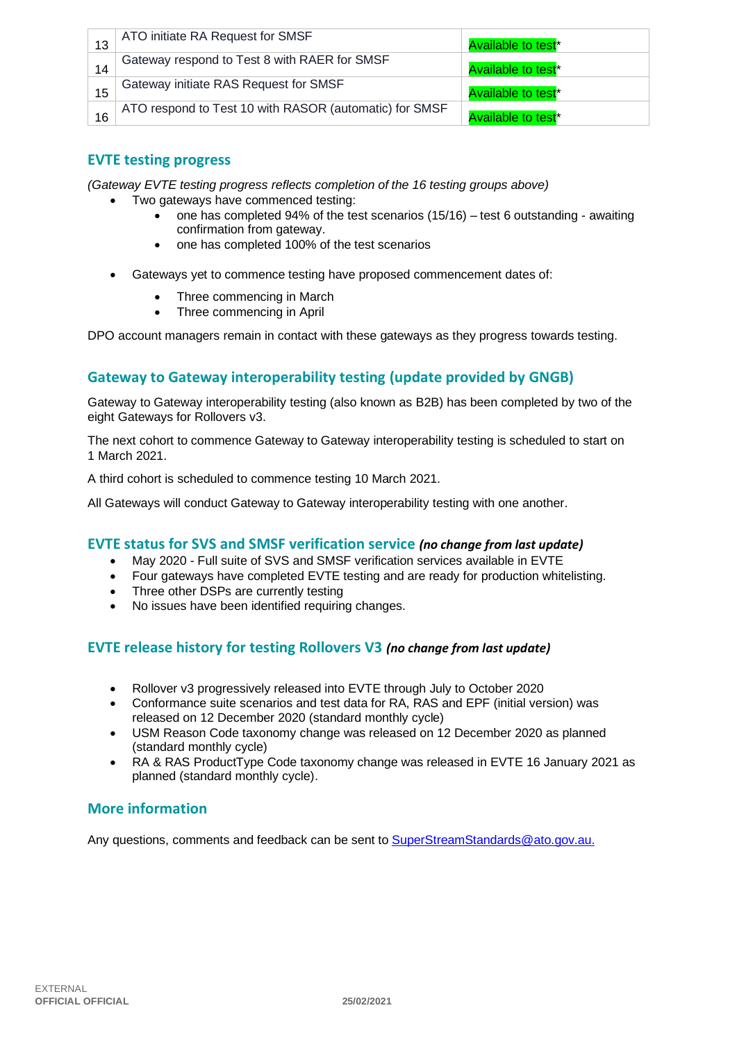| | | |
|---|---|---|
| 13 | ATO initiate RA Request for SMSF | Available to test* |
| 14 | Gateway respond to Test 8 with RAER for SMSF | Available to test* |
| 15 | Gateway initiate RAS Request for SMSF | Available to test* |
| 16 | ATO respond to Test 10 with RASOR (automatic) for SMSF | Available to test* |

## EVTE testing progress

*(Gateway EVTE testing progress reflects completion of the 16 testing groups above)*

- Two gateways have commenced testing:
  - one has completed 94% of the test scenarios (15/16) – test 6 outstanding - awaiting confirmation from gateway.
  - one has completed 100% of the test scenarios
- Gateways yet to commence testing have proposed commencement dates of:
  - Three commencing in March
  - Three commencing in April

DPO account managers remain in contact with these gateways as they progress towards testing.

## Gateway to Gateway interoperability testing (update provided by GNGB)

Gateway to Gateway interoperability testing (also known as B2B) has been completed by two of the eight Gateways for Rollovers v3.

The next cohort to commence Gateway to Gateway interoperability testing is scheduled to start on 1 March 2021.

A third cohort is scheduled to commence testing 10 March 2021.

All Gateways will conduct Gateway to Gateway interoperability testing with one another.

## EVTE status for SVS and SMSF verification service *(no change from last update)*

- May 2020 - Full suite of SVS and SMSF verification services available in EVTE
- Four gateways have completed EVTE testing and are ready for production whitelisting.
- Three other DSPs are currently testing
- No issues have been identified requiring changes.

## EVTE release history for testing Rollovers V3 *(no change from last update)*

- Rollover v3 progressively released into EVTE through July to October 2020
- Conformance suite scenarios and test data for RA, RAS and EPF (initial version) was released on 12 December 2020 (standard monthly cycle)
- USM Reason Code taxonomy change was released on 12 December 2020 as planned (standard monthly cycle)
- RA & RAS ProductType Code taxonomy change was released in EVTE 16 January 2021 as planned (standard monthly cycle).

## More information

Any questions, comments and feedback can be sent to SuperStreamStandards@ato.gov.au.